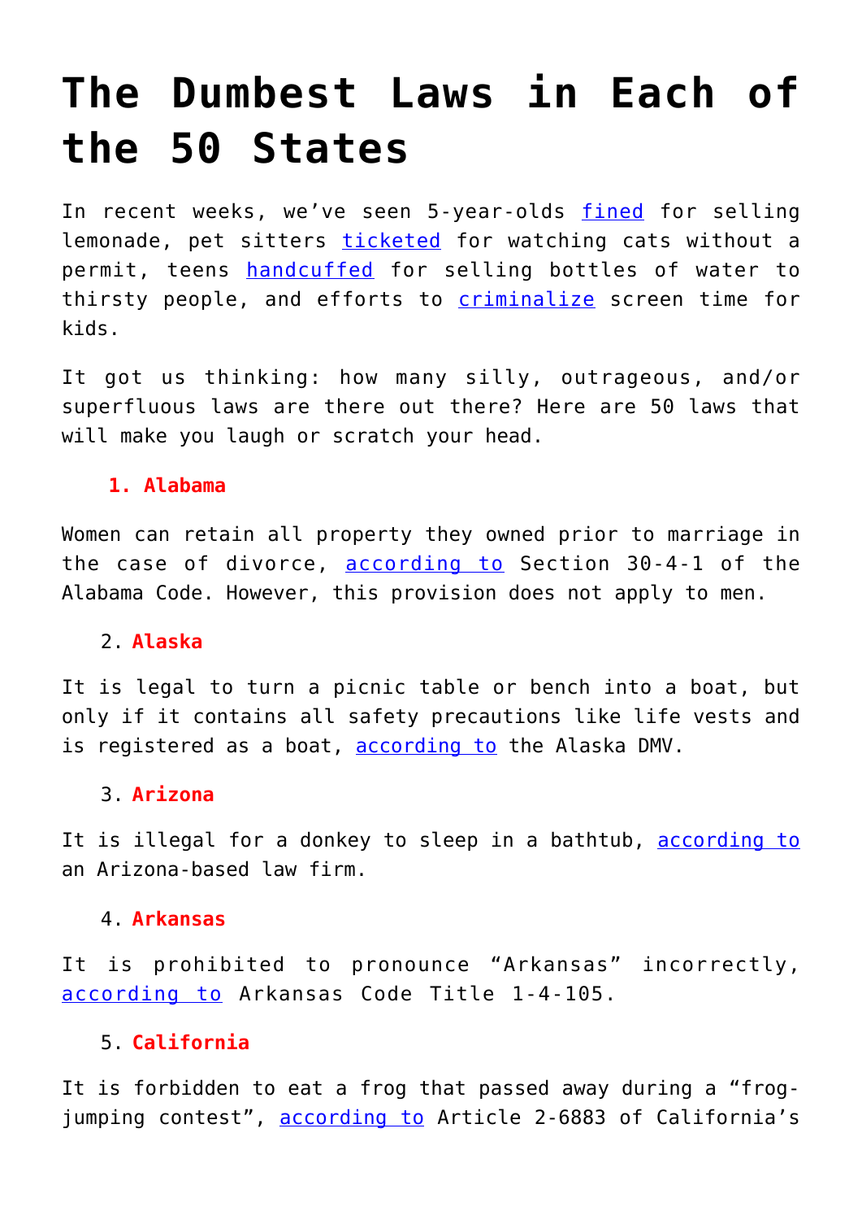# The Dumbest Laws in Each of the 50 States

In recent weeks, we've seen 5-year-olds fined for selling lemonade, pet sitters ticketed for watching cats without a permit, teens handcuffed for selling bottles of water to thirsty people, and efforts to criminalize screen time for kids.

It got us thinking: how many silly, outrageous, and/or superfluous laws are there out there? Here are 50 laws that will make you laugh or scratch your head.

1. **Alabama**

Women can retain all property they owned prior to marriage in the case of divorce, according to Section 30-4-1 of the Alabama Code. However, this provision does not apply to men.

2. **Alaska**

It is legal to turn a picnic table or bench into a boat, but only if it contains all safety precautions like life vests and is registered as a boat, according to the Alaska DMV.

3. **Arizona**

It is illegal for a donkey to sleep in a bathtub, according to an Arizona-based law firm.

4. **Arkansas**

It is prohibited to pronounce "Arkansas" incorrectly, according to Arkansas Code Title 1-4-105.

5. **California**

It is forbidden to eat a frog that passed away during a "frog-jumping contest", according to Article 2-6883 of California's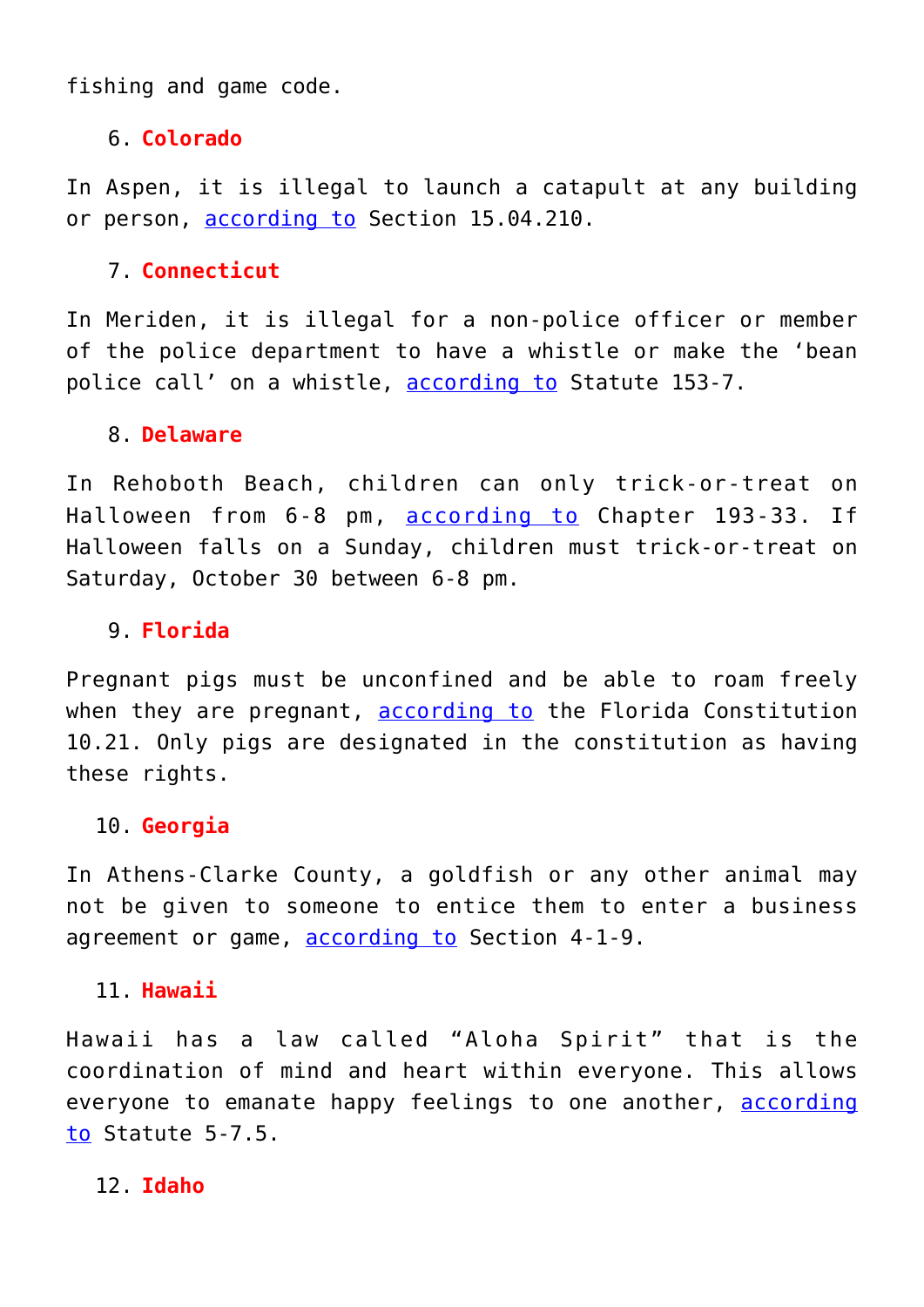fishing and game code.

6. **Colorado**

In Aspen, it is illegal to launch a catapult at any building or person, according to Section 15.04.210.

7. **Connecticut**

In Meriden, it is illegal for a non-police officer or member of the police department to have a whistle or make the 'bean police call' on a whistle, according to Statute 153-7.

8. **Delaware**

In Rehoboth Beach, children can only trick-or-treat on Halloween from 6-8 pm, according to Chapter 193-33. If Halloween falls on a Sunday, children must trick-or-treat on Saturday, October 30 between 6-8 pm.

9. **Florida**

Pregnant pigs must be unconfined and be able to roam freely when they are pregnant, according to the Florida Constitution 10.21. Only pigs are designated in the constitution as having these rights.

10. **Georgia**

In Athens-Clarke County, a goldfish or any other animal may not be given to someone to entice them to enter a business agreement or game, according to Section 4-1-9.

11. **Hawaii**

Hawaii has a law called "Aloha Spirit" that is the coordination of mind and heart within everyone. This allows everyone to emanate happy feelings to one another, according to Statute 5-7.5.

12. **Idaho**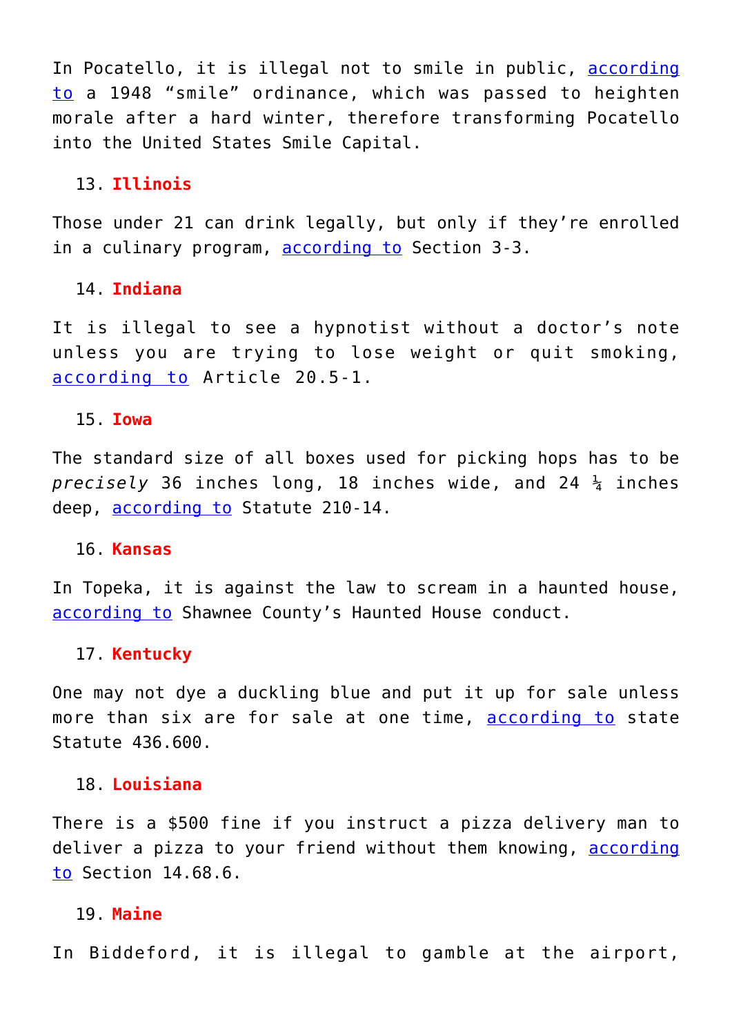In Pocatello, it is illegal not to smile in public, [according to](#) a 1948 “smile” ordinance, which was passed to heighten morale after a hard winter, therefore transforming Pocatello into the United States Smile Capital.

13. **Illinois**

Those under 21 can drink legally, but only if they’re enrolled in a culinary program, [according to](#) Section 3-3.

14. **Indiana**

It is illegal to see a hypnotist without a doctor’s note unless you are trying to lose weight or quit smoking, [according to](#) Article 20.5-1.

15. **Iowa**

The standard size of all boxes used for picking hops has to be *precisely* 36 inches long, 18 inches wide, and 24 ¼ inches deep, [according to](#) Statute 210-14.

16. **Kansas**

In Topeka, it is against the law to scream in a haunted house, [according to](#) Shawnee County’s Haunted House conduct.

17. **Kentucky**

One may not dye a duckling blue and put it up for sale unless more than six are for sale at one time, [according to](#) state Statute 436.600.

18. **Louisiana**

There is a $500 fine if you instruct a pizza delivery man to deliver a pizza to your friend without them knowing, [according to](#) Section 14.68.6.

19. **Maine**

In Biddeford, it is illegal to gamble at the airport,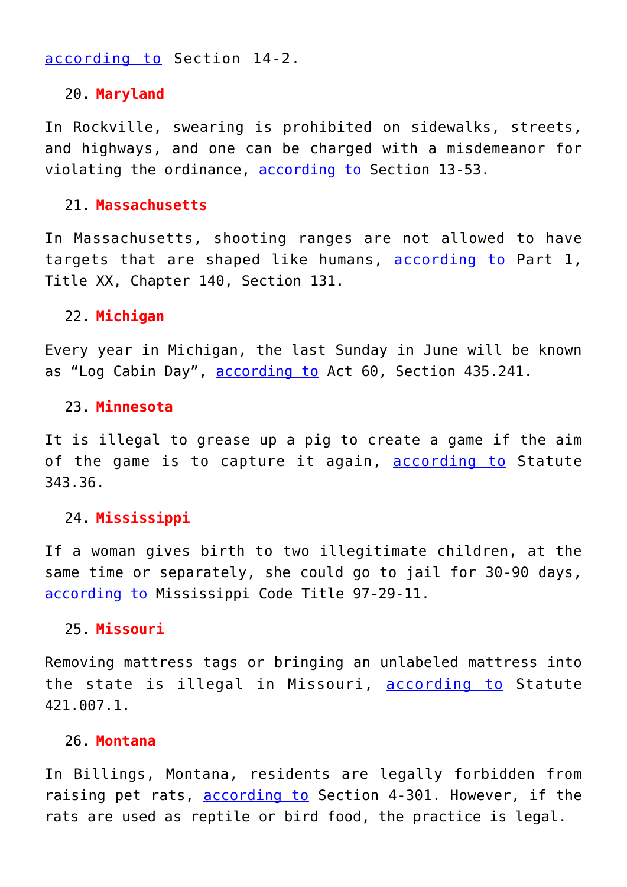according to Section 14-2.

20. **Maryland**

In Rockville, swearing is prohibited on sidewalks, streets, and highways, and one can be charged with a misdemeanor for violating the ordinance, according to Section 13-53.

21. **Massachusetts**

In Massachusetts, shooting ranges are not allowed to have targets that are shaped like humans, according to Part 1, Title XX, Chapter 140, Section 131.

22. **Michigan**

Every year in Michigan, the last Sunday in June will be known as "Log Cabin Day", according to Act 60, Section 435.241.

23. **Minnesota**

It is illegal to grease up a pig to create a game if the aim of the game is to capture it again, according to Statute 343.36.

24. **Mississippi**

If a woman gives birth to two illegitimate children, at the same time or separately, she could go to jail for 30-90 days, according to Mississippi Code Title 97-29-11.

25. **Missouri**

Removing mattress tags or bringing an unlabeled mattress into the state is illegal in Missouri, according to Statute 421.007.1.

26. **Montana**

In Billings, Montana, residents are legally forbidden from raising pet rats, according to Section 4-301. However, if the rats are used as reptile or bird food, the practice is legal.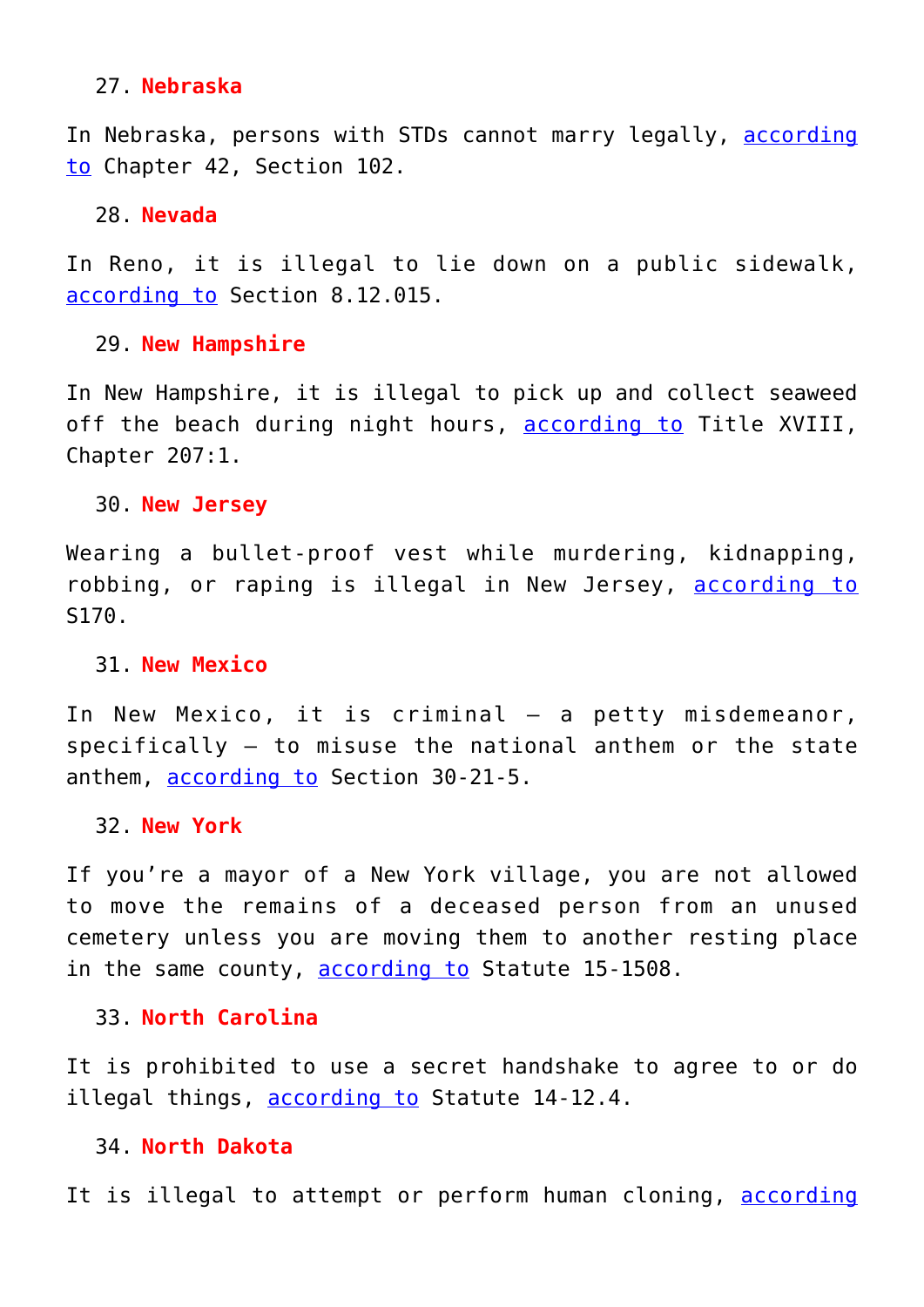27. **Nebraska**

In Nebraska, persons with STDs cannot marry legally, according to Chapter 42, Section 102.

28. **Nevada**

In Reno, it is illegal to lie down on a public sidewalk, according to Section 8.12.015.

29. **New Hampshire**

In New Hampshire, it is illegal to pick up and collect seaweed off the beach during night hours, according to Title XVIII, Chapter 207:1.

30. **New Jersey**

Wearing a bullet-proof vest while murdering, kidnapping, robbing, or raping is illegal in New Jersey, according to S170.

31. **New Mexico**

In New Mexico, it is criminal – a petty misdemeanor, specifically – to misuse the national anthem or the state anthem, according to Section 30-21-5.

32. **New York**

If you're a mayor of a New York village, you are not allowed to move the remains of a deceased person from an unused cemetery unless you are moving them to another resting place in the same county, according to Statute 15-1508.

33. **North Carolina**

It is prohibited to use a secret handshake to agree to or do illegal things, according to Statute 14-12.4.

34. **North Dakota**

It is illegal to attempt or perform human cloning, according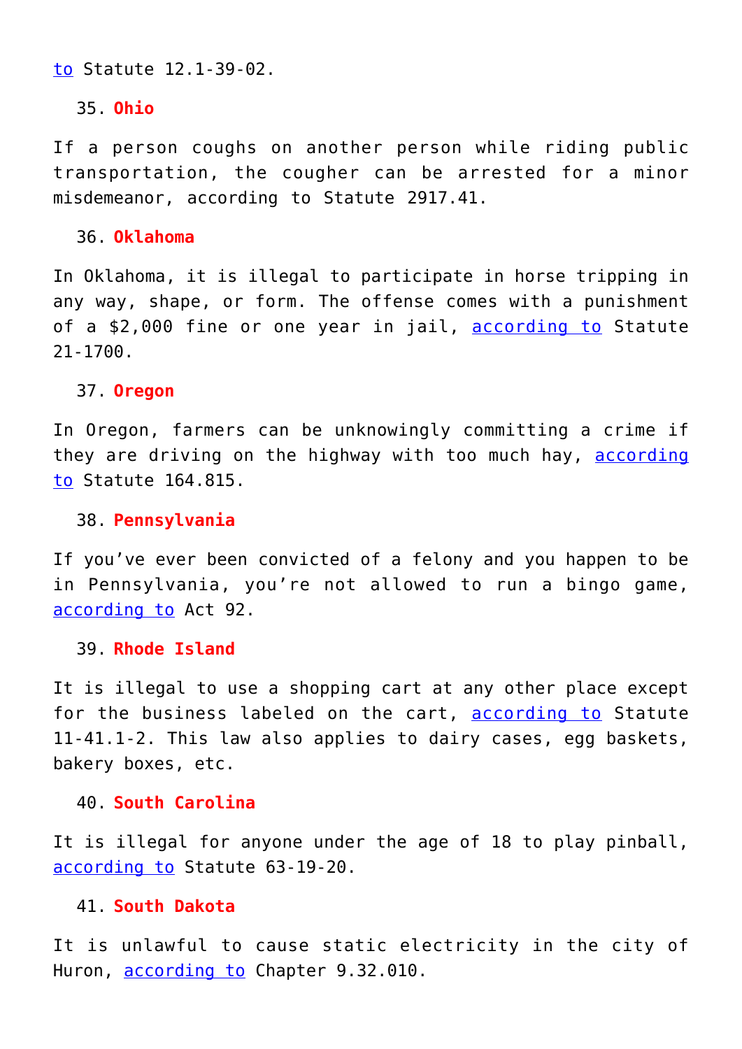to Statute 12.1-39-02.

35. **Ohio**

If a person coughs on another person while riding public transportation, the cougher can be arrested for a minor misdemeanor, according to Statute 2917.41.

36. **Oklahoma**

In Oklahoma, it is illegal to participate in horse tripping in any way, shape, or form. The offense comes with a punishment of a $2,000 fine or one year in jail, according to Statute 21-1700.

37. **Oregon**

In Oregon, farmers can be unknowingly committing a crime if they are driving on the highway with too much hay, according to Statute 164.815.

38. **Pennsylvania**

If you've ever been convicted of a felony and you happen to be in Pennsylvania, you're not allowed to run a bingo game, according to Act 92.

39. **Rhode Island**

It is illegal to use a shopping cart at any other place except for the business labeled on the cart, according to Statute 11-41.1-2. This law also applies to dairy cases, egg baskets, bakery boxes, etc.

40. **South Carolina**

It is illegal for anyone under the age of 18 to play pinball, according to Statute 63-19-20.

41. **South Dakota**

It is unlawful to cause static electricity in the city of Huron, according to Chapter 9.32.010.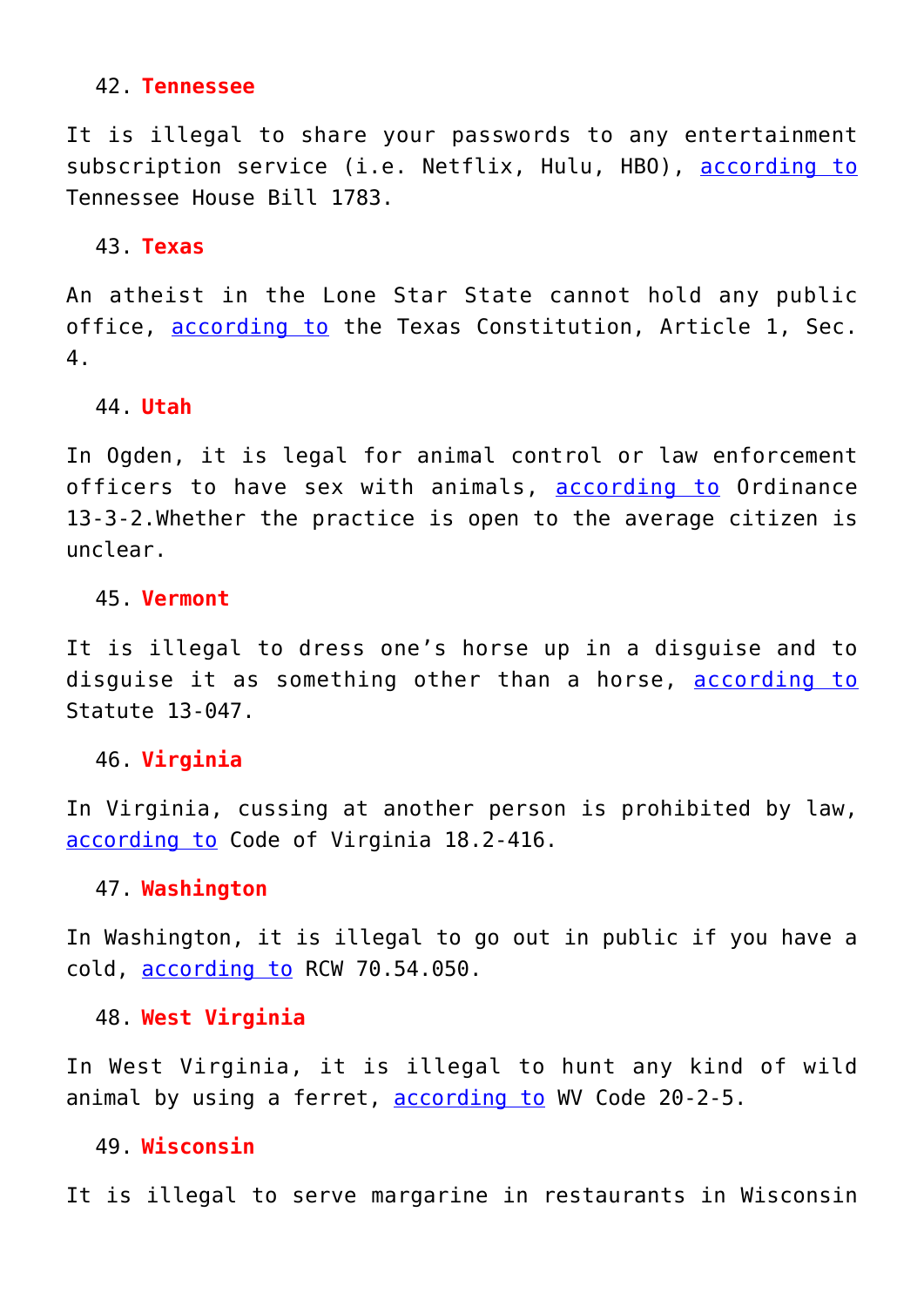42. **Tennessee**

It is illegal to share your passwords to any entertainment subscription service (i.e. Netflix, Hulu, HBO), [according to](#) Tennessee House Bill 1783.

43. **Texas**

An atheist in the Lone Star State cannot hold any public office, [according to](#) the Texas Constitution, Article 1, Sec. 4.

44. **Utah**

In Ogden, it is legal for animal control or law enforcement officers to have sex with animals, [according to](#) Ordinance 13-3-2.Whether the practice is open to the average citizen is unclear.

45. **Vermont**

It is illegal to dress one's horse up in a disguise and to disguise it as something other than a horse, [according to](#) Statute 13-047.

46. **Virginia**

In Virginia, cussing at another person is prohibited by law, [according to](#) Code of Virginia 18.2-416.

47. **Washington**

In Washington, it is illegal to go out in public if you have a cold, [according to](#) RCW 70.54.050.

48. **West Virginia**

In West Virginia, it is illegal to hunt any kind of wild animal by using a ferret, [according to](#) WV Code 20-2-5.

49. **Wisconsin**

It is illegal to serve margarine in restaurants in Wisconsin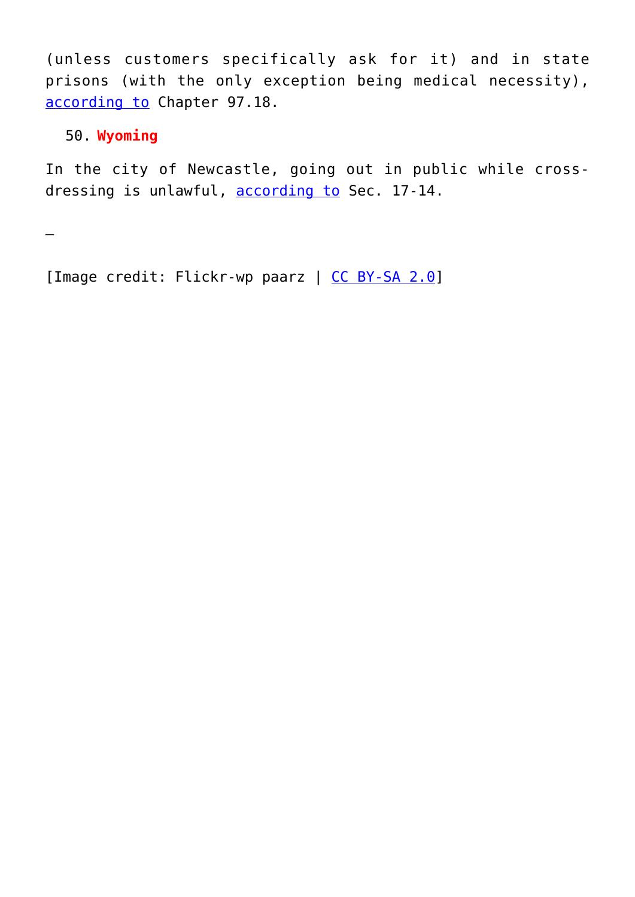(unless customers specifically ask for it) and in state prisons (with the only exception being medical necessity), according to Chapter 97.18.

50. **Wyoming**

In the city of Newcastle, going out in public while cross-dressing is unlawful, according to Sec. 17-14.

—

[Image credit: Flickr-wp paarz | CC BY-SA 2.0]